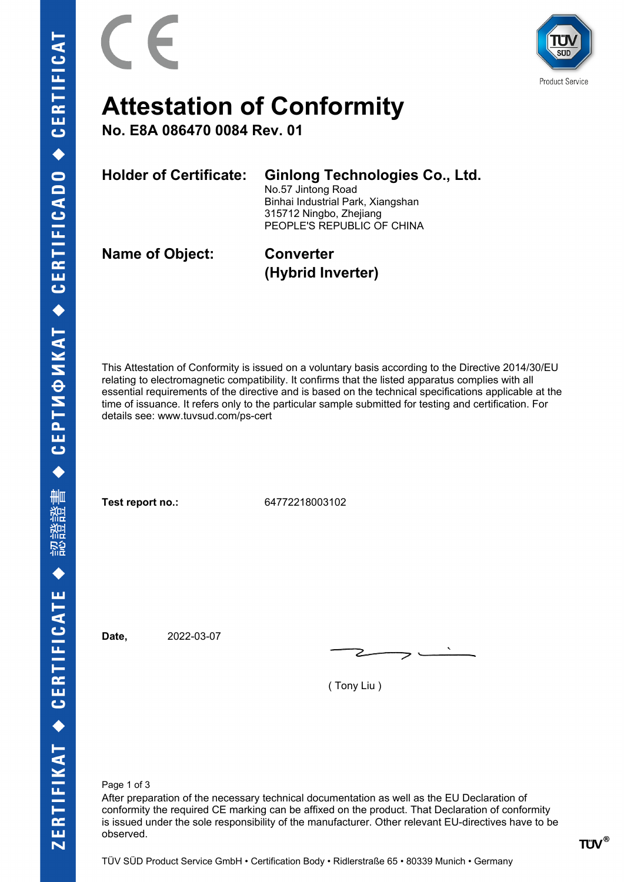# Attestation of Conformity

## No. E8A 086470 0084 Rev. 01

**Holder of Certificate:** **Ginlong Technologies Co., Ltd.**
No.57 Jintong Road
Binhai Industrial Park, Xiangshan
315712 Ningbo, Zhejiang
PEOPLE'S REPUBLIC OF CHINA

**Name of Object:** **Converter (Hybrid Inverter)**

This Attestation of Conformity is issued on a voluntary basis according to the Directive 2014/30/EU relating to electromagnetic compatibility. It confirms that the listed apparatus complies with all essential requirements of the directive and is based on the technical specifications applicable at the time of issuance. It refers only to the particular sample submitted for testing and certification. For details see: www.tuvsud.com/ps-cert

**Test report no.:** 64772218003102

**Date,** 2022-03-07

( Tony Liu )

After preparation of the necessary technical documentation as well as the EU Declaration of conformity the required CE marking can be affixed on the product. That Declaration of conformity is issued under the sole responsibility of the manufacturer. Other relevant EU-directives have to be observed.

TÜV SÜD Product Service GmbH • Certification Body • Ridlerstraße 65 • 80339 Munich • Germany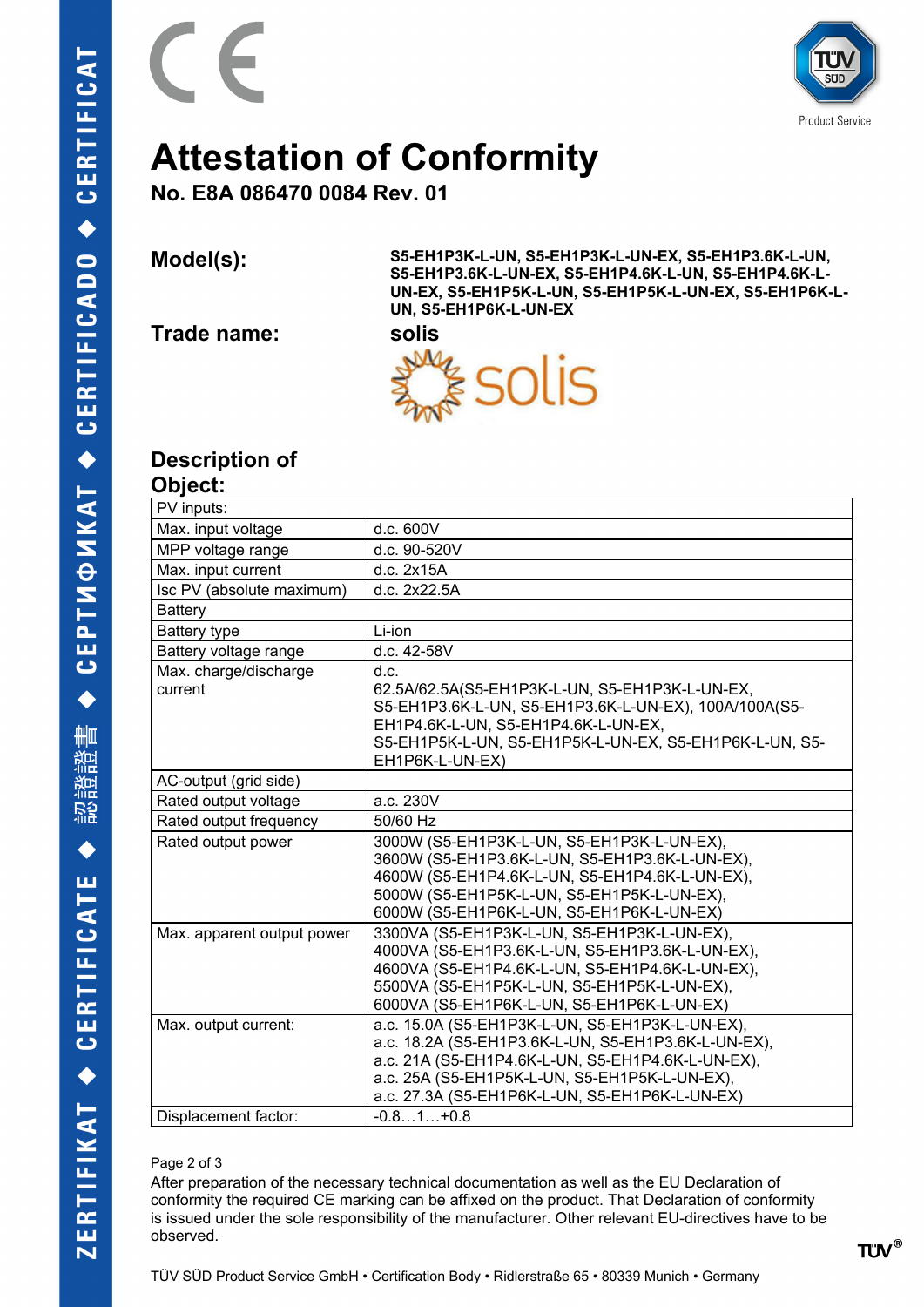# Attestation of Conformity

## No. E8A 086470 0084 Rev. 01

**Model(s):** **S5-EH1P3K-L-UN, S5-EH1P3K-L-UN-EX, S5-EH1P3.6K-L-UN, S5-EH1P3.6K-L-UN-EX, S5-EH1P4.6K-L-UN, S5-EH1P4.6K-L-UN-EX, S5-EH1P5K-L-UN, S5-EH1P5K-L-UN-EX, S5-EH1P6K-L-UN, S5-EH1P6K-L-UN-EX**

**Trade name:** **solis**

**Description of Object:**

| PV inputs: | |
|---|---|
| Max. input voltage | d.c. 600V |
| MPP voltage range | d.c. 90-520V |
| Max. input current | d.c. 2x15A |
| Isc PV (absolute maximum) | d.c. 2x22.5A |
| Battery | |
| Battery type | Li-ion |
| Battery voltage range | d.c. 42-58V |
| Max. charge/discharge current | d.c. 62.5A/62.5A(S5-EH1P3K-L-UN, S5-EH1P3K-L-UN-EX, S5-EH1P3.6K-L-UN, S5-EH1P3.6K-L-UN-EX), 100A/100A(S5-EH1P4.6K-L-UN, S5-EH1P4.6K-L-UN-EX, S5-EH1P5K-L-UN, S5-EH1P5K-L-UN-EX, S5-EH1P6K-L-UN, S5-EH1P6K-L-UN-EX) |
| AC-output (grid side) | |
| Rated output voltage | a.c. 230V |
| Rated output frequency | 50/60 Hz |
| Rated output power | 3000W (S5-EH1P3K-L-UN, S5-EH1P3K-L-UN-EX), 3600W (S5-EH1P3.6K-L-UN, S5-EH1P3.6K-L-UN-EX), 4600W (S5-EH1P4.6K-L-UN, S5-EH1P4.6K-L-UN-EX), 5000W (S5-EH1P5K-L-UN, S5-EH1P5K-L-UN-EX), 6000W (S5-EH1P6K-L-UN, S5-EH1P6K-L-UN-EX) |
| Max. apparent output power | 3300VA (S5-EH1P3K-L-UN, S5-EH1P3K-L-UN-EX), 4000VA (S5-EH1P3.6K-L-UN, S5-EH1P3.6K-L-UN-EX), 4600VA (S5-EH1P4.6K-L-UN, S5-EH1P4.6K-L-UN-EX), 5500VA (S5-EH1P5K-L-UN, S5-EH1P5K-L-UN-EX), 6000VA (S5-EH1P6K-L-UN, S5-EH1P6K-L-UN-EX) |
| Max. output current: | a.c. 15.0A (S5-EH1P3K-L-UN, S5-EH1P3K-L-UN-EX), a.c. 18.2A (S5-EH1P3.6K-L-UN, S5-EH1P3.6K-L-UN-EX), a.c. 21A (S5-EH1P4.6K-L-UN, S5-EH1P4.6K-L-UN-EX), a.c. 25A (S5-EH1P5K-L-UN, S5-EH1P5K-L-UN-EX), a.c. 27.3A (S5-EH1P6K-L-UN, S5-EH1P6K-L-UN-EX) |
| Displacement factor: | -0.8…1…+0.8 |

After preparation of the necessary technical documentation as well as the EU Declaration of conformity the required CE marking can be affixed on the product. That Declaration of conformity is issued under the sole responsibility of the manufacturer. Other relevant EU-directives have to be observed.

TÜV SÜD Product Service GmbH • Certification Body • Ridlerstraße 65 • 80339 Munich • Germany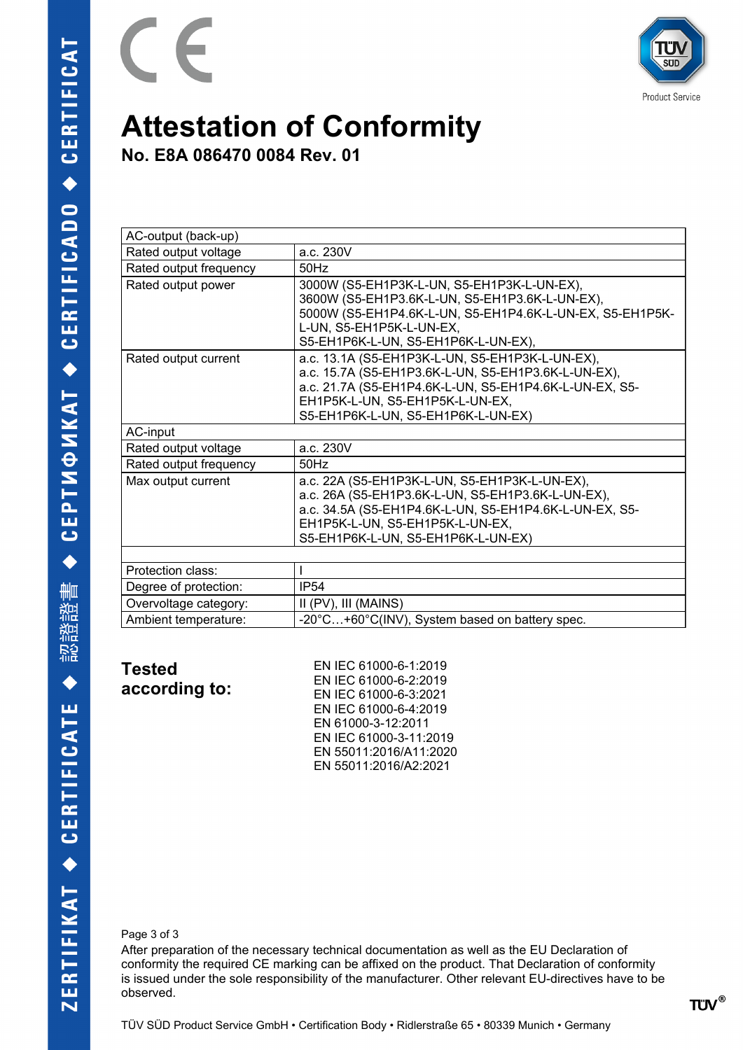# Attestation of Conformity

## No. E8A 086470 0084 Rev. 01

| | |
|---|---|
| AC-output (back-up) | |
| Rated output voltage | a.c. 230V |
| Rated output frequency | 50Hz |
| Rated output power | 3000W (S5-EH1P3K-L-UN, S5-EH1P3K-L-UN-EX), 3600W (S5-EH1P3.6K-L-UN, S5-EH1P3.6K-L-UN-EX), 5000W (S5-EH1P4.6K-L-UN, S5-EH1P4.6K-L-UN-EX, S5-EH1P5K-L-UN, S5-EH1P5K-L-UN-EX, S5-EH1P6K-L-UN, S5-EH1P6K-L-UN-EX), |
| Rated output current | a.c. 13.1A (S5-EH1P3K-L-UN, S5-EH1P3K-L-UN-EX), a.c. 15.7A (S5-EH1P3.6K-L-UN, S5-EH1P3.6K-L-UN-EX), a.c. 21.7A (S5-EH1P4.6K-L-UN, S5-EH1P4.6K-L-UN-EX, S5-EH1P5K-L-UN, S5-EH1P5K-L-UN-EX, S5-EH1P6K-L-UN, S5-EH1P6K-L-UN-EX) |
| AC-input | |
| Rated output voltage | a.c. 230V |
| Rated output frequency | 50Hz |
| Max output current | a.c. 22A (S5-EH1P3K-L-UN, S5-EH1P3K-L-UN-EX), a.c. 26A (S5-EH1P3.6K-L-UN, S5-EH1P3.6K-L-UN-EX), a.c. 34.5A (S5-EH1P4.6K-L-UN, S5-EH1P4.6K-L-UN-EX, S5-EH1P5K-L-UN, S5-EH1P5K-L-UN-EX, S5-EH1P6K-L-UN, S5-EH1P6K-L-UN-EX) |
| | |
| Protection class: | I |
| Degree of protection: | IP54 |
| Overvoltage category: | II (PV), III (MAINS) |
| Ambient temperature: | -20°C…+60°C(INV), System based on battery spec. |

**Tested according to:**

EN IEC 61000-6-1:2019
EN IEC 61000-6-2:2019
EN IEC 61000-6-3:2021
EN IEC 61000-6-4:2019
EN 61000-3-12:2011
EN IEC 61000-3-11:2019
EN 55011:2016/A11:2020
EN 55011:2016/A2:2021

After preparation of the necessary technical documentation as well as the EU Declaration of conformity the required CE marking can be affixed on the product. That Declaration of conformity is issued under the sole responsibility of the manufacturer. Other relevant EU-directives have to be observed.

TÜV SÜD Product Service GmbH • Certification Body • Ridlerstraße 65 • 80339 Munich • Germany